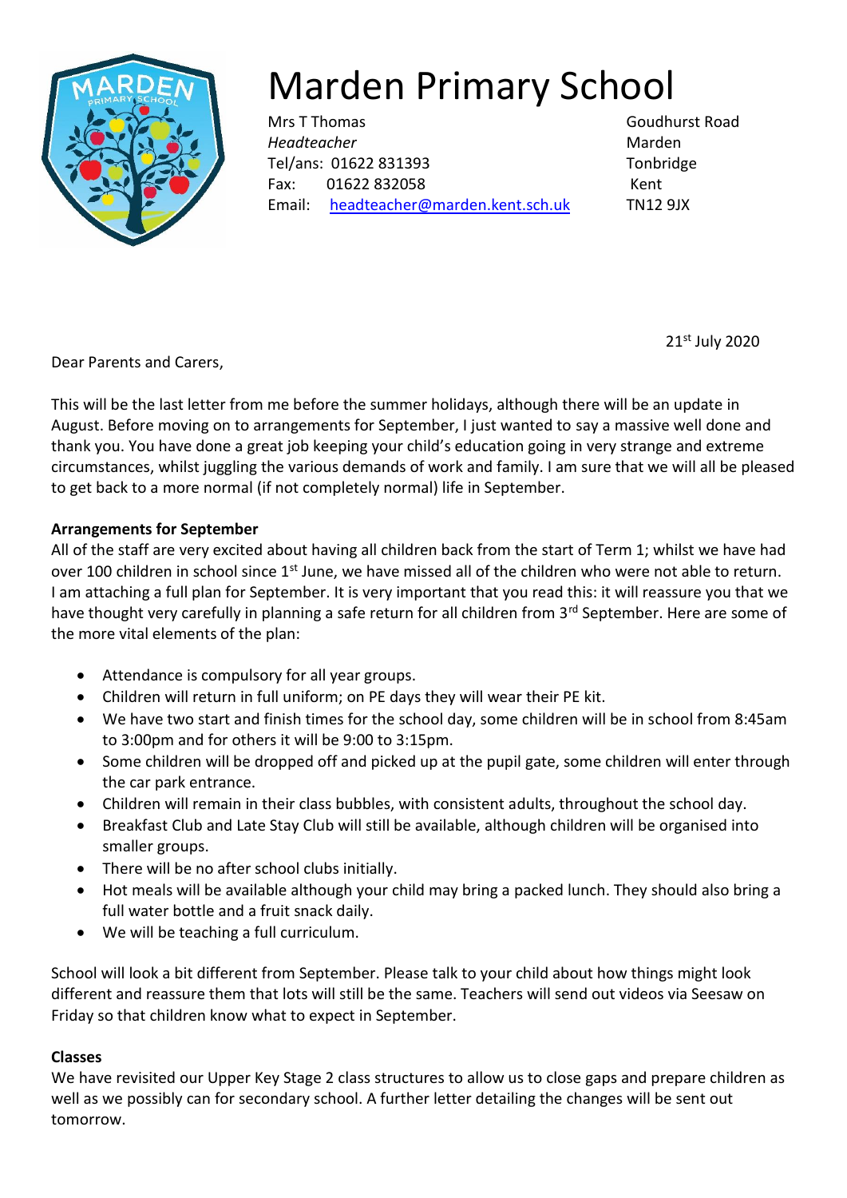# Marden Primary School

Mrs T Thomas
*Headteacher*
Tel/ans: 01622 831393
Fax: 01622 832058
Email: [headteacher@marden.kent.sch.uk](mailto:headteacher@marden.kent.sch.uk)

Goudhurst Road
Marden
Tonbridge
Kent
TN12 9JX

21st July 2020

Dear Parents and Carers,

This will be the last letter from me before the summer holidays, although there will be an update in August. Before moving on to arrangements for September, I just wanted to say a massive well done and thank you. You have done a great job keeping your child's education going in very strange and extreme circumstances, whilst juggling the various demands of work and family. I am sure that we will all be pleased to get back to a more normal (if not completely normal) life in September.

**Arrangements for September**

All of the staff are very excited about having all children back from the start of Term 1; whilst we have had over 100 children in school since 1st June, we have missed all of the children who were not able to return. I am attaching a full plan for September. It is very important that you read this: it will reassure you that we have thought very carefully in planning a safe return for all children from 3rd September. Here are some of the more vital elements of the plan:

- Attendance is compulsory for all year groups.
- Children will return in full uniform; on PE days they will wear their PE kit.
- We have two start and finish times for the school day, some children will be in school from 8:45am to 3:00pm and for others it will be 9:00 to 3:15pm.
- Some children will be dropped off and picked up at the pupil gate, some children will enter through the car park entrance.
- Children will remain in their class bubbles, with consistent adults, throughout the school day.
- Breakfast Club and Late Stay Club will still be available, although children will be organised into smaller groups.
- There will be no after school clubs initially.
- Hot meals will be available although your child may bring a packed lunch. They should also bring a full water bottle and a fruit snack daily.
- We will be teaching a full curriculum.

School will look a bit different from September. Please talk to your child about how things might look different and reassure them that lots will still be the same. Teachers will send out videos via Seesaw on Friday so that children know what to expect in September.

**Classes**

We have revisited our Upper Key Stage 2 class structures to allow us to close gaps and prepare children as well as we possibly can for secondary school. A further letter detailing the changes will be sent out tomorrow.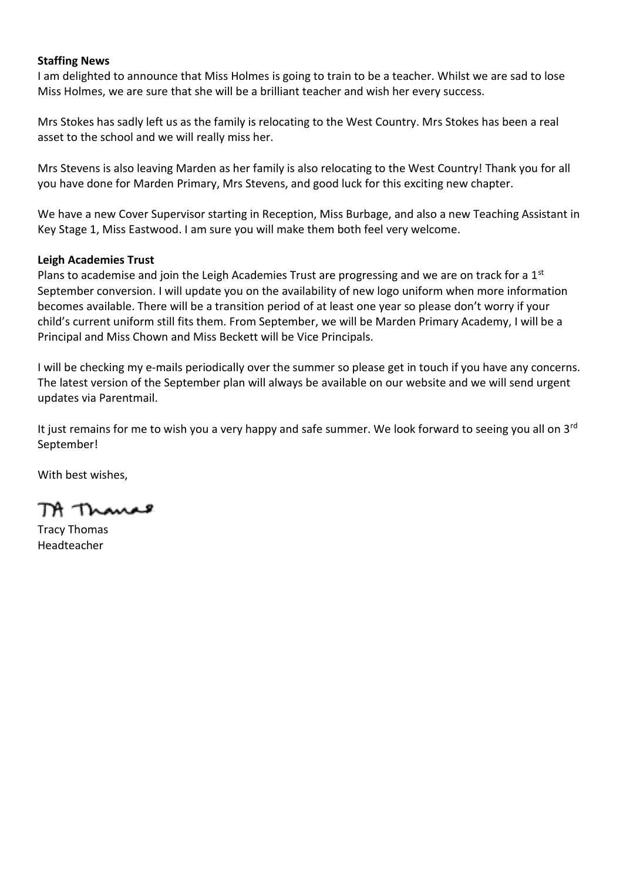**Staffing News**

I am delighted to announce that Miss Holmes is going to train to be a teacher. Whilst we are sad to lose Miss Holmes, we are sure that she will be a brilliant teacher and wish her every success.

Mrs Stokes has sadly left us as the family is relocating to the West Country. Mrs Stokes has been a real asset to the school and we will really miss her.

Mrs Stevens is also leaving Marden as her family is also relocating to the West Country! Thank you for all you have done for Marden Primary, Mrs Stevens, and good luck for this exciting new chapter.

We have a new Cover Supervisor starting in Reception, Miss Burbage, and also a new Teaching Assistant in Key Stage 1, Miss Eastwood. I am sure you will make them both feel very welcome.

**Leigh Academies Trust**

Plans to academise and join the Leigh Academies Trust are progressing and we are on track for a 1st September conversion. I will update you on the availability of new logo uniform when more information becomes available. There will be a transition period of at least one year so please don't worry if your child's current uniform still fits them. From September, we will be Marden Primary Academy, I will be a Principal and Miss Chown and Miss Beckett will be Vice Principals.

I will be checking my e-mails periodically over the summer so please get in touch if you have any concerns. The latest version of the September plan will always be available on our website and we will send urgent updates via Parentmail.

It just remains for me to wish you a very happy and safe summer. We look forward to seeing you all on 3rd September!

With best wishes,

TA Thomas

Tracy Thomas
Headteacher